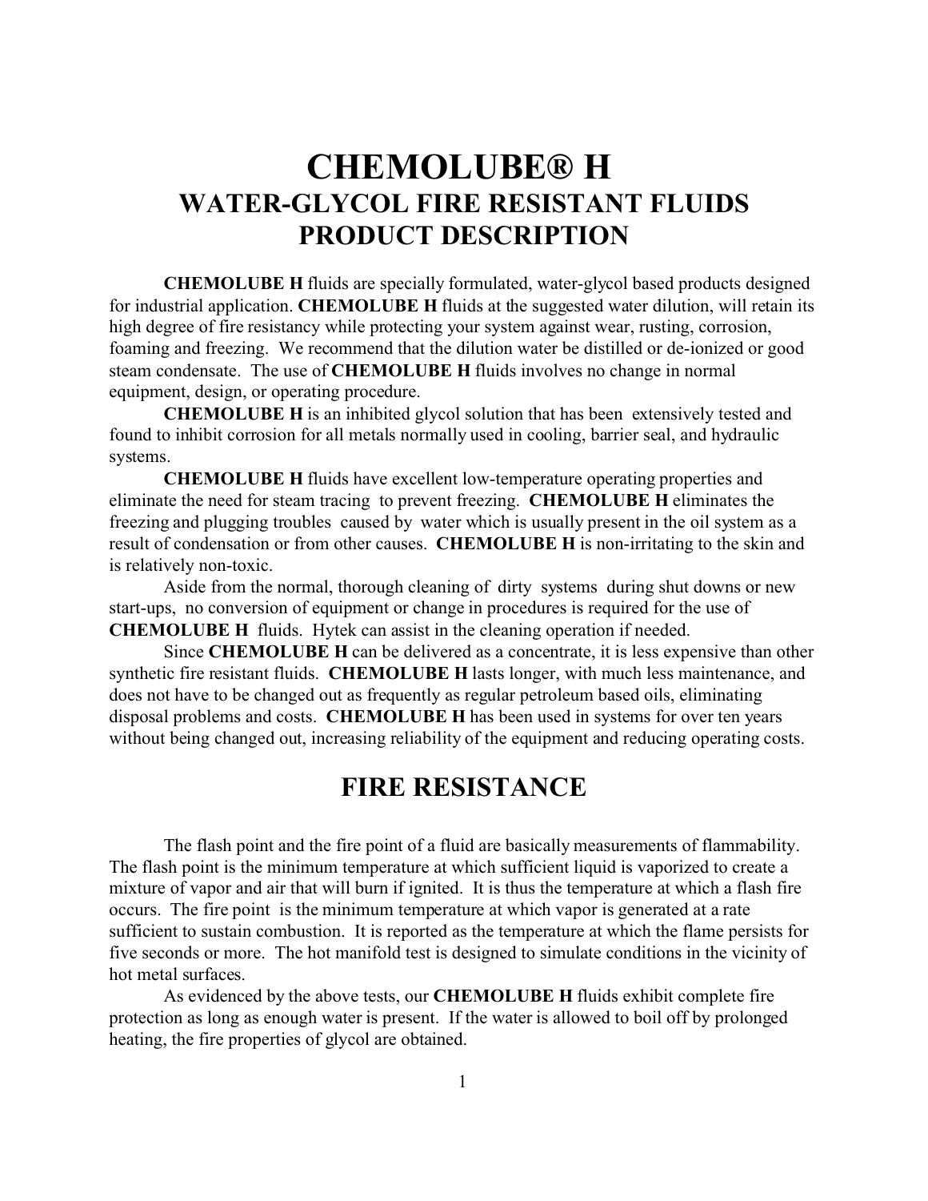# CHEMOLUBE® H
## WATER-GLYCOL FIRE RESISTANT FLUIDS
## PRODUCT DESCRIPTION

**CHEMOLUBE H** fluids are specially formulated, water-glycol based products designed for industrial application. **CHEMOLUBE H** fluids at the suggested water dilution, will retain its high degree of fire resistancy while protecting your system against wear, rusting, corrosion, foaming and freezing. We recommend that the dilution water be distilled or de-ionized or good steam condensate. The use of **CHEMOLUBE H** fluids involves no change in normal equipment, design, or operating procedure.

**CHEMOLUBE H** is an inhibited glycol solution that has been extensively tested and found to inhibit corrosion for all metals normally used in cooling, barrier seal, and hydraulic systems.

**CHEMOLUBE H** fluids have excellent low-temperature operating properties and eliminate the need for steam tracing to prevent freezing. **CHEMOLUBE H** eliminates the freezing and plugging troubles caused by water which is usually present in the oil system as a result of condensation or from other causes. **CHEMOLUBE H** is non-irritating to the skin and is relatively non-toxic.

Aside from the normal, thorough cleaning of dirty systems during shut downs or new start-ups, no conversion of equipment or change in procedures is required for the use of **CHEMOLUBE H** fluids. Hytek can assist in the cleaning operation if needed.

Since **CHEMOLUBE H** can be delivered as a concentrate, it is less expensive than other synthetic fire resistant fluids. **CHEMOLUBE H** lasts longer, with much less maintenance, and does not have to be changed out as frequently as regular petroleum based oils, eliminating disposal problems and costs. **CHEMOLUBE H** has been used in systems for over ten years without being changed out, increasing reliability of the equipment and reducing operating costs.

## FIRE RESISTANCE

The flash point and the fire point of a fluid are basically measurements of flammability. The flash point is the minimum temperature at which sufficient liquid is vaporized to create a mixture of vapor and air that will burn if ignited. It is thus the temperature at which a flash fire occurs. The fire point is the minimum temperature at which vapor is generated at a rate sufficient to sustain combustion. It is reported as the temperature at which the flame persists for five seconds or more. The hot manifold test is designed to simulate conditions in the vicinity of hot metal surfaces.

As evidenced by the above tests, our **CHEMOLUBE H** fluids exhibit complete fire protection as long as enough water is present. If the water is allowed to boil off by prolonged heating, the fire properties of glycol are obtained.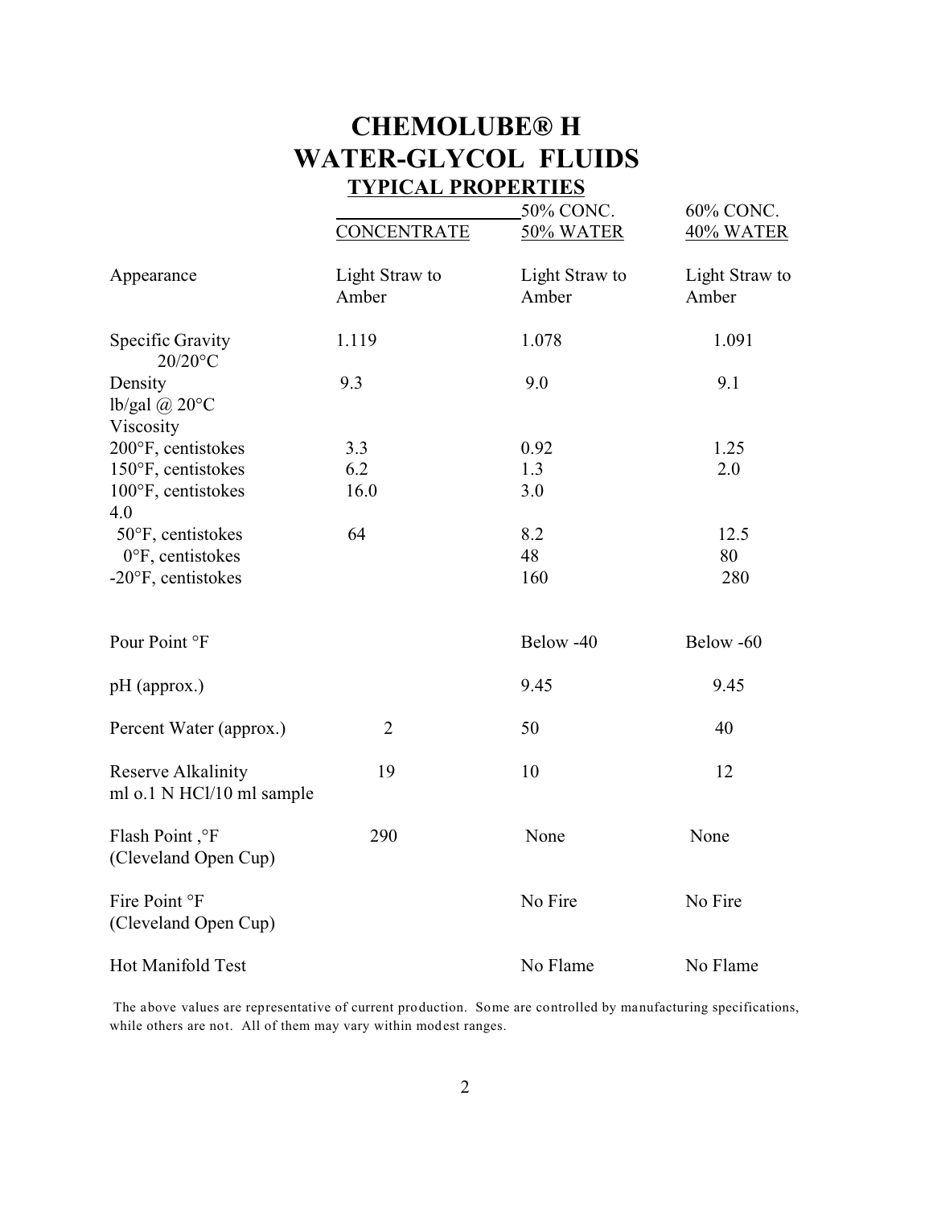# CHEMOLUBE® H
# WATER-GLYCOL FLUIDS

## TYPICAL PROPERTIES

| | CONCENTRATE | 50% CONC. 50% WATER | 60% CONC. 40% WATER |
|---|---|---|---|
| Appearance | Light Straw to Amber | Light Straw to Amber | Light Straw to Amber |
| Specific Gravity 20/20°C | 1.119 | 1.078 | 1.091 |
| Density lb/gal @ 20°C | 9.3 | 9.0 | 9.1 |
| Viscosity | | | |
| 200°F, centistokes | 3.3 | 0.92 | 1.25 |
| 150°F, centistokes | 6.2 | 1.3 | 2.0 |
| 100°F, centistokes | 16.0 | 3.0 | 4.0 |
| 50°F, centistokes | 64 | 8.2 | 12.5 |
| 0°F, centistokes | | 48 | 80 |
| -20°F, centistokes | | 160 | 280 |
| Pour Point °F | | Below -40 | Below -60 |
| pH (approx.) | | 9.45 | 9.45 |
| Percent Water (approx.) | 2 | 50 | 40 |
| Reserve Alkalinity ml o.1 N HCl/10 ml sample | 19 | 10 | 12 |
| Flash Point ,°F (Cleveland Open Cup) | 290 | None | None |
| Fire Point °F (Cleveland Open Cup) | | No Fire | No Fire |
| Hot Manifold Test | | No Flame | No Flame |

The above values are representative of current production. Some are controlled by manufacturing specifications, while others are not. All of them may vary within modest ranges.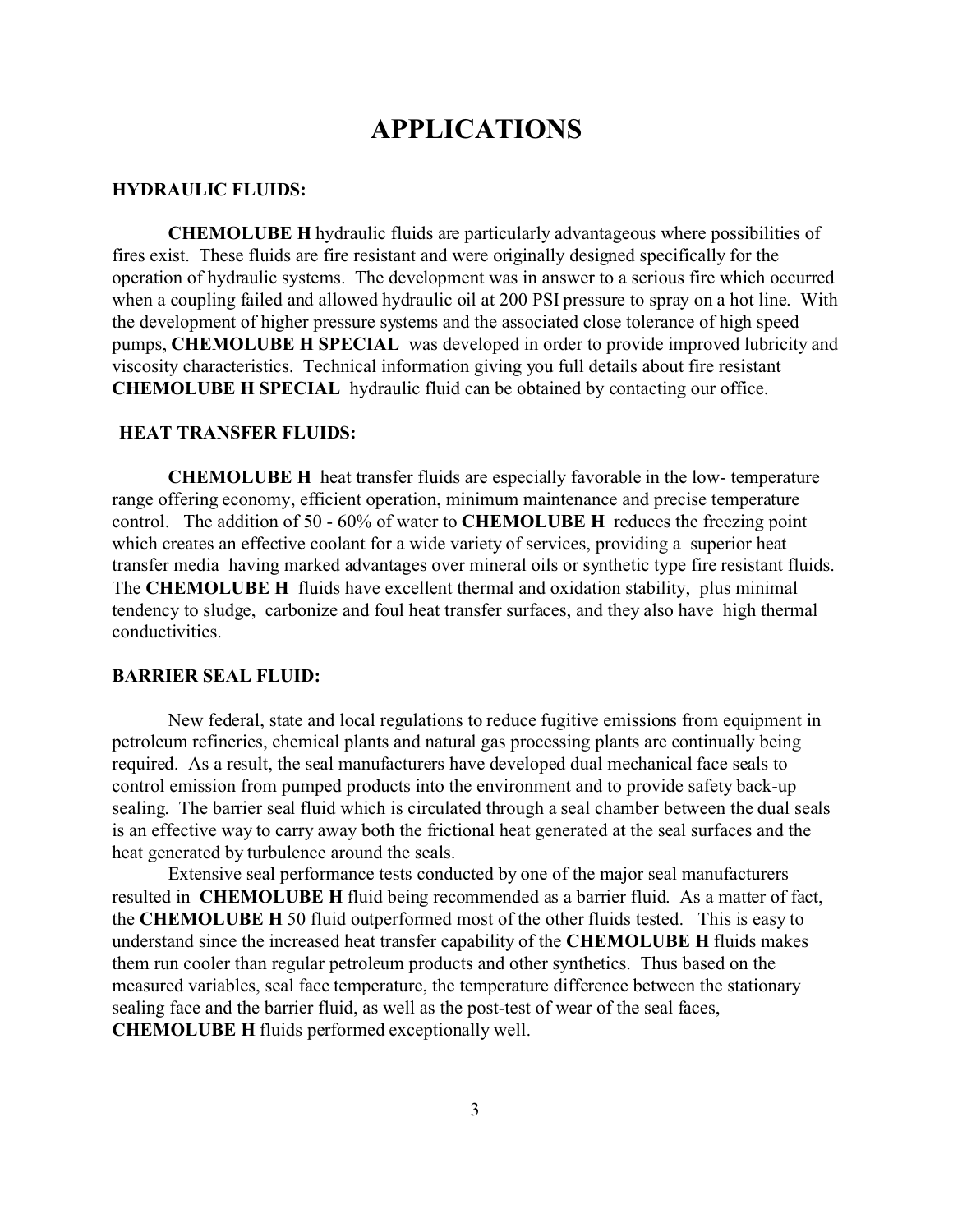# APPLICATIONS

### HYDRAULIC FLUIDS:

**CHEMOLUBE H** hydraulic fluids are particularly advantageous where possibilities of fires exist. These fluids are fire resistant and were originally designed specifically for the operation of hydraulic systems. The development was in answer to a serious fire which occurred when a coupling failed and allowed hydraulic oil at 200 PSI pressure to spray on a hot line. With the development of higher pressure systems and the associated close tolerance of high speed pumps, **CHEMOLUBE H SPECIAL** was developed in order to provide improved lubricity and viscosity characteristics. Technical information giving you full details about fire resistant **CHEMOLUBE H SPECIAL** hydraulic fluid can be obtained by contacting our office.

### HEAT TRANSFER FLUIDS:

**CHEMOLUBE H** heat transfer fluids are especially favorable in the low- temperature range offering economy, efficient operation, minimum maintenance and precise temperature control. The addition of 50 - 60% of water to **CHEMOLUBE H** reduces the freezing point which creates an effective coolant for a wide variety of services, providing a superior heat transfer media having marked advantages over mineral oils or synthetic type fire resistant fluids. The **CHEMOLUBE H** fluids have excellent thermal and oxidation stability, plus minimal tendency to sludge, carbonize and foul heat transfer surfaces, and they also have high thermal conductivities.

### BARRIER SEAL FLUID:

New federal, state and local regulations to reduce fugitive emissions from equipment in petroleum refineries, chemical plants and natural gas processing plants are continually being required. As a result, the seal manufacturers have developed dual mechanical face seals to control emission from pumped products into the environment and to provide safety back-up sealing. The barrier seal fluid which is circulated through a seal chamber between the dual seals is an effective way to carry away both the frictional heat generated at the seal surfaces and the heat generated by turbulence around the seals.

Extensive seal performance tests conducted by one of the major seal manufacturers resulted in **CHEMOLUBE H** fluid being recommended as a barrier fluid. As a matter of fact, the **CHEMOLUBE H** 50 fluid outperformed most of the other fluids tested. This is easy to understand since the increased heat transfer capability of the **CHEMOLUBE H** fluids makes them run cooler than regular petroleum products and other synthetics. Thus based on the measured variables, seal face temperature, the temperature difference between the stationary sealing face and the barrier fluid, as well as the post-test of wear of the seal faces, **CHEMOLUBE H** fluids performed exceptionally well.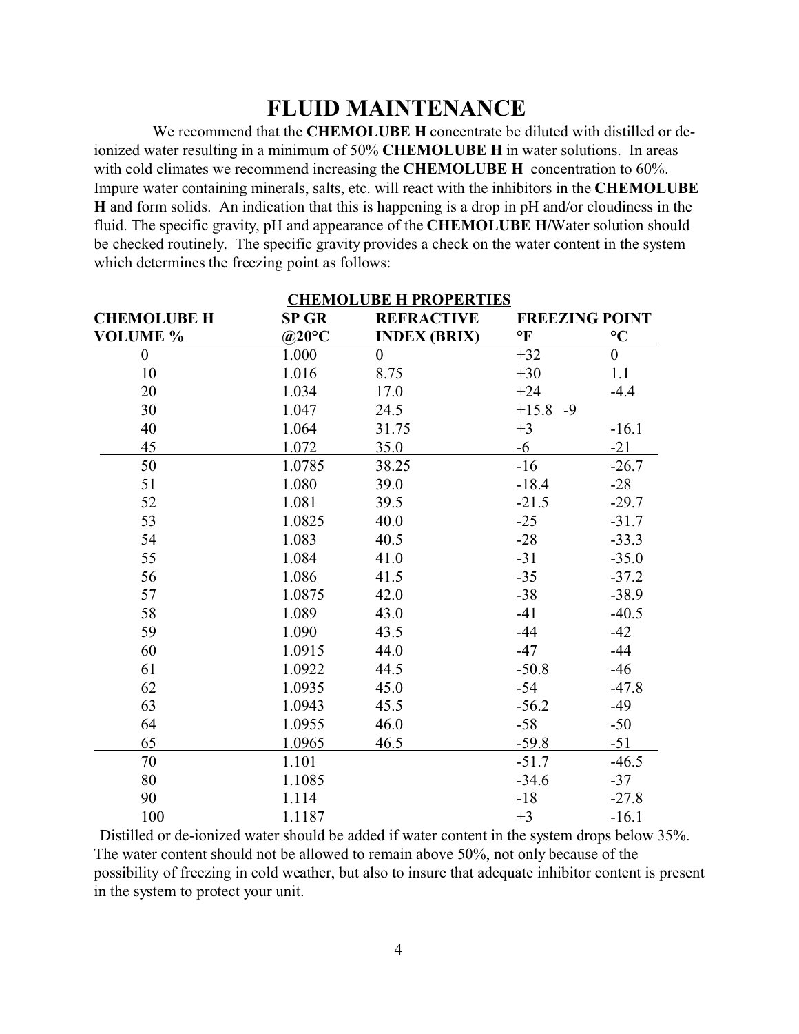# FLUID MAINTENANCE

We recommend that the **CHEMOLUBE H** concentrate be diluted with distilled or de-ionized water resulting in a minimum of 50% **CHEMOLUBE H** in water solutions. In areas with cold climates we recommend increasing the **CHEMOLUBE H** concentration to 60%. Impure water containing minerals, salts, etc. will react with the inhibitors in the **CHEMOLUBE H** and form solids. An indication that this is happening is a drop in pH and/or cloudiness in the fluid. The specific gravity, pH and appearance of the **CHEMOLUBE H**/Water solution should be checked routinely. The specific gravity provides a check on the water content in the system which determines the freezing point as follows:

**CHEMOLUBE H PROPERTIES**

| CHEMOLUBE H VOLUME % | SP GR @20°C | REFRACTIVE INDEX (BRIX) | FREEZING POINT °F | FREEZING POINT °C |
|---|---|---|---|---|
| 0 | 1.000 | 0 | +32 | 0 |
| 10 | 1.016 | 8.75 | +30 | 1.1 |
| 20 | 1.034 | 17.0 | +24 | -4.4 |
| 30 | 1.047 | 24.5 | +15.8 -9 | |
| 40 | 1.064 | 31.75 | +3 | -16.1 |
| 45 | 1.072 | 35.0 | -6 | -21 |
| 50 | 1.0785 | 38.25 | -16 | -26.7 |
| 51 | 1.080 | 39.0 | -18.4 | -28 |
| 52 | 1.081 | 39.5 | -21.5 | -29.7 |
| 53 | 1.0825 | 40.0 | -25 | -31.7 |
| 54 | 1.083 | 40.5 | -28 | -33.3 |
| 55 | 1.084 | 41.0 | -31 | -35.0 |
| 56 | 1.086 | 41.5 | -35 | -37.2 |
| 57 | 1.0875 | 42.0 | -38 | -38.9 |
| 58 | 1.089 | 43.0 | -41 | -40.5 |
| 59 | 1.090 | 43.5 | -44 | -42 |
| 60 | 1.0915 | 44.0 | -47 | -44 |
| 61 | 1.0922 | 44.5 | -50.8 | -46 |
| 62 | 1.0935 | 45.0 | -54 | -47.8 |
| 63 | 1.0943 | 45.5 | -56.2 | -49 |
| 64 | 1.0955 | 46.0 | -58 | -50 |
| 65 | 1.0965 | 46.5 | -59.8 | -51 |
| 70 | 1.101 | | -51.7 | -46.5 |
| 80 | 1.1085 | | -34.6 | -37 |
| 90 | 1.114 | | -18 | -27.8 |
| 100 | 1.1187 | | +3 | -16.1 |

Distilled or de-ionized water should be added if water content in the system drops below 35%. The water content should not be allowed to remain above 50%, not only because of the possibility of freezing in cold weather, but also to insure that adequate inhibitor content is present in the system to protect your unit.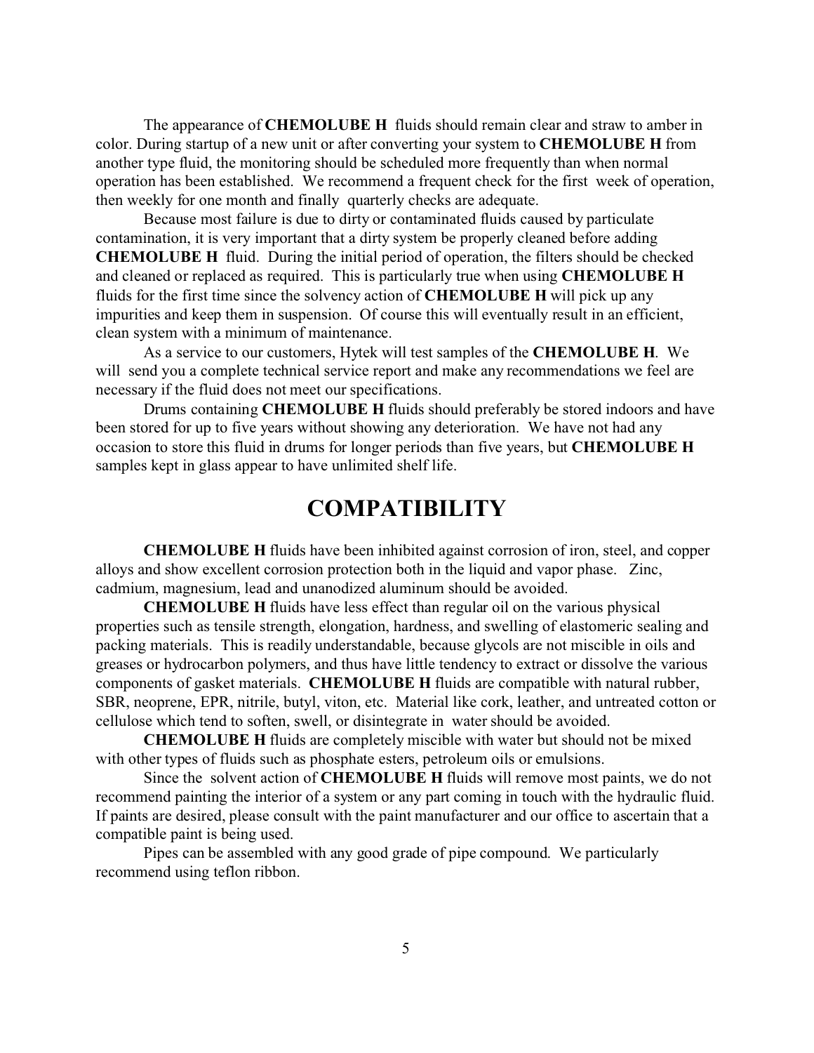The appearance of **CHEMOLUBE H** fluids should remain clear and straw to amber in color. During startup of a new unit or after converting your system to **CHEMOLUBE H** from another type fluid, the monitoring should be scheduled more frequently than when normal operation has been established. We recommend a frequent check for the first week of operation, then weekly for one month and finally quarterly checks are adequate.

Because most failure is due to dirty or contaminated fluids caused by particulate contamination, it is very important that a dirty system be properly cleaned before adding **CHEMOLUBE H** fluid. During the initial period of operation, the filters should be checked and cleaned or replaced as required. This is particularly true when using **CHEMOLUBE H** fluids for the first time since the solvency action of **CHEMOLUBE H** will pick up any impurities and keep them in suspension. Of course this will eventually result in an efficient, clean system with a minimum of maintenance.

As a service to our customers, Hytek will test samples of the **CHEMOLUBE H**. We will send you a complete technical service report and make any recommendations we feel are necessary if the fluid does not meet our specifications.

Drums containing **CHEMOLUBE H** fluids should preferably be stored indoors and have been stored for up to five years without showing any deterioration. We have not had any occasion to store this fluid in drums for longer periods than five years, but **CHEMOLUBE H** samples kept in glass appear to have unlimited shelf life.

# COMPATIBILITY

**CHEMOLUBE H** fluids have been inhibited against corrosion of iron, steel, and copper alloys and show excellent corrosion protection both in the liquid and vapor phase. Zinc, cadmium, magnesium, lead and unanodized aluminum should be avoided.

**CHEMOLUBE H** fluids have less effect than regular oil on the various physical properties such as tensile strength, elongation, hardness, and swelling of elastomeric sealing and packing materials. This is readily understandable, because glycols are not miscible in oils and greases or hydrocarbon polymers, and thus have little tendency to extract or dissolve the various components of gasket materials. **CHEMOLUBE H** fluids are compatible with natural rubber, SBR, neoprene, EPR, nitrile, butyl, viton, etc. Material like cork, leather, and untreated cotton or cellulose which tend to soften, swell, or disintegrate in water should be avoided.

**CHEMOLUBE H** fluids are completely miscible with water but should not be mixed with other types of fluids such as phosphate esters, petroleum oils or emulsions.

Since the solvent action of **CHEMOLUBE H** fluids will remove most paints, we do not recommend painting the interior of a system or any part coming in touch with the hydraulic fluid. If paints are desired, please consult with the paint manufacturer and our office to ascertain that a compatible paint is being used.

Pipes can be assembled with any good grade of pipe compound. We particularly recommend using teflon ribbon.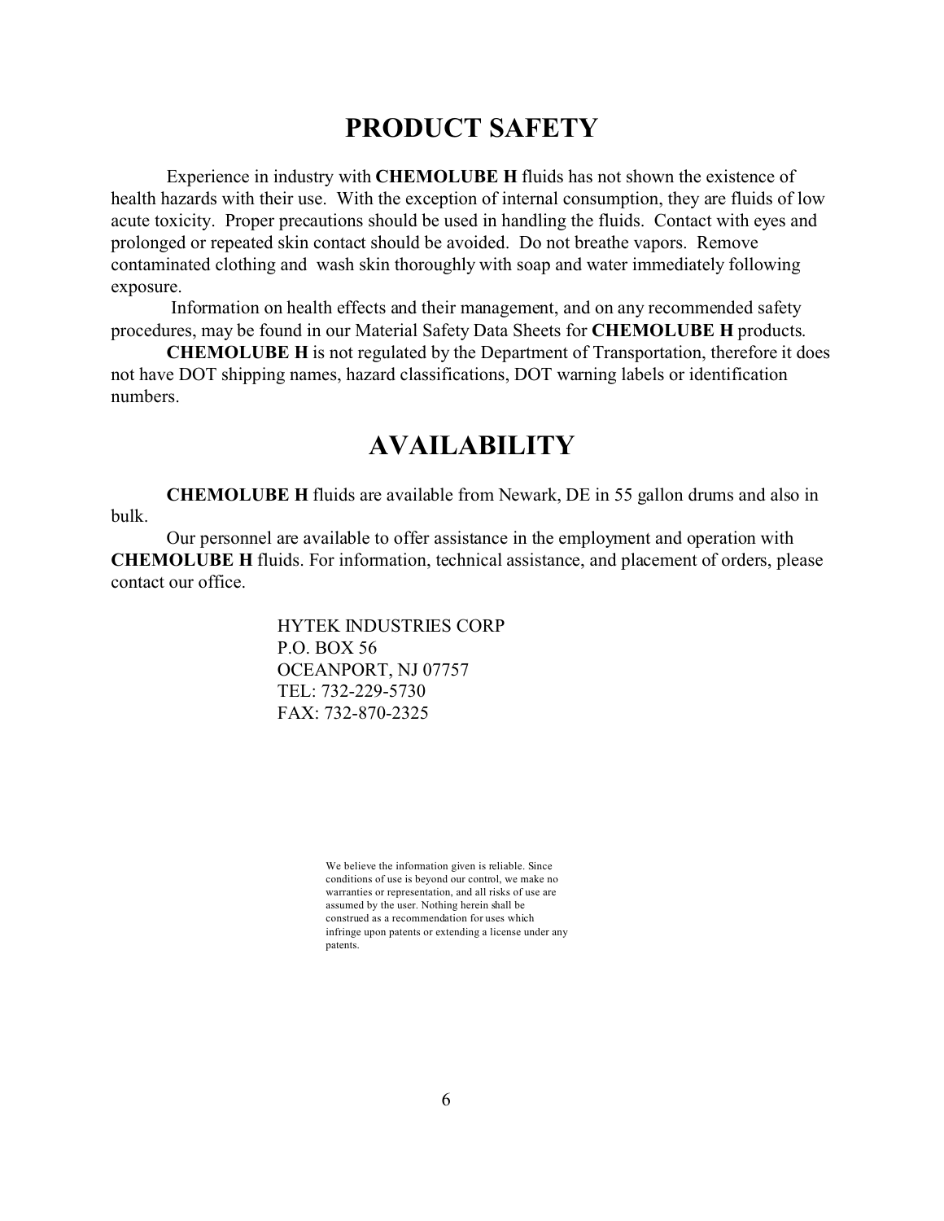# PRODUCT SAFETY

Experience in industry with **CHEMOLUBE H** fluids has not shown the existence of health hazards with their use. With the exception of internal consumption, they are fluids of low acute toxicity. Proper precautions should be used in handling the fluids. Contact with eyes and prolonged or repeated skin contact should be avoided. Do not breathe vapors. Remove contaminated clothing and wash skin thoroughly with soap and water immediately following exposure.

Information on health effects and their management, and on any recommended safety procedures, may be found in our Material Safety Data Sheets for **CHEMOLUBE H** products.

**CHEMOLUBE H** is not regulated by the Department of Transportation, therefore it does not have DOT shipping names, hazard classifications, DOT warning labels or identification numbers.

# AVAILABILITY

**CHEMOLUBE H** fluids are available from Newark, DE in 55 gallon drums and also in bulk.

Our personnel are available to offer assistance in the employment and operation with **CHEMOLUBE H** fluids. For information, technical assistance, and placement of orders, please contact our office.

HYTEK INDUSTRIES CORP
P.O. BOX 56
OCEANPORT, NJ 07757
TEL: 732-229-5730
FAX: 732-870-2325

We believe the information given is reliable. Since conditions of use is beyond our control, we make no warranties or representation, and all risks of use are assumed by the user. Nothing herein shall be construed as a recommendation for uses which infringe upon patents or extending a license under any patents.